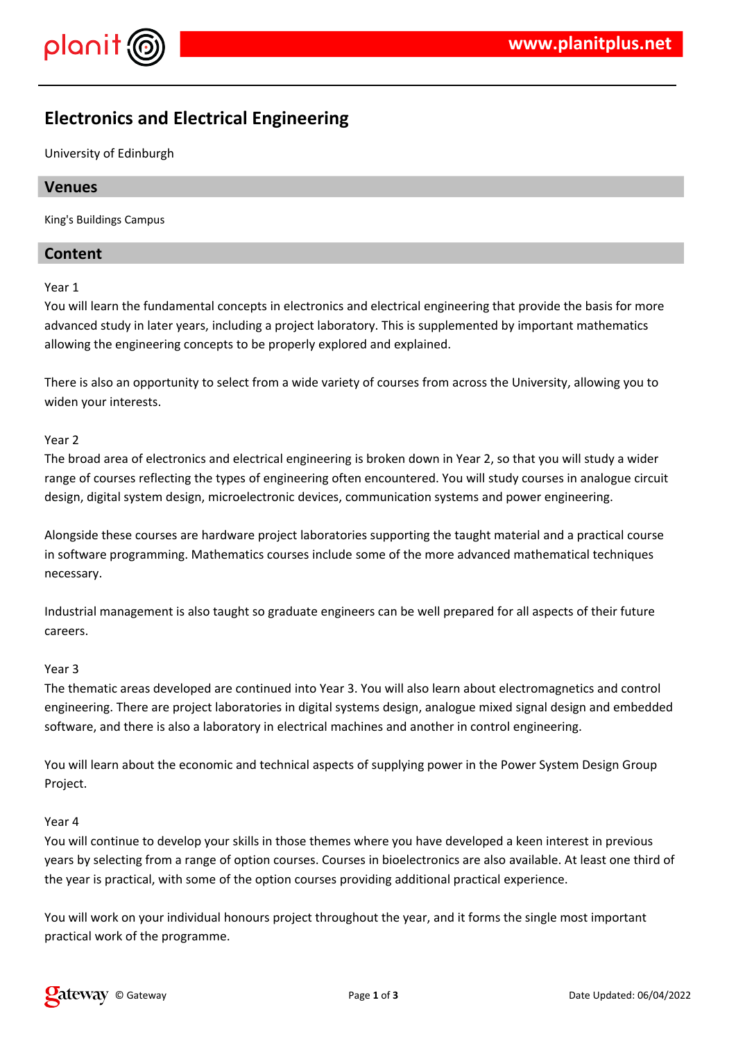# Electronics and Electrical Engineering

University of Edinburgh

## Venues

King's Buildings Campus

## Content

Year 1

You will learn the fundamental concepts in electronics and electrical engineering that provide the basis for more advanced study in later years, including a project laboratory. This is supplemented by important mathematics allowing the engineering concepts to be properly explored and explained.

There is also an opportunity to select from a wide variety of courses from across the University, allowing you to widen your interests.

Year 2

The broad area of electronics and electrical engineering is broken down in Year 2, so that you will study a wider range of courses reflecting the types of engineering often encountered. You will study courses in analogue circuit design, digital system design, microelectronic devices, communication systems and power engineering.

Alongside these courses are hardware project laboratories supporting the taught material and a practical course in software programming. Mathematics courses include some of the more advanced mathematical techniques necessary.

Industrial management is also taught so graduate engineers can be well prepared for all aspects of their future careers.

Year 3

The thematic areas developed are continued into Year 3. You will also learn about electromagnetics and control engineering. There are project laboratories in digital systems design, analogue mixed signal design and embedded software, and there is also a laboratory in electrical machines and another in control engineering.

You will learn about the economic and technical aspects of supplying power in the Power System Design Group Project.

Year 4

You will continue to develop your skills in those themes where you have developed a keen interest in previous years by selecting from a range of option courses. Courses in bioelectronics are also available. At least one third of the year is practical, with some of the option courses providing additional practical experience.

You will work on your individual honours project throughout the year, and it forms the single most important practical work of the programme.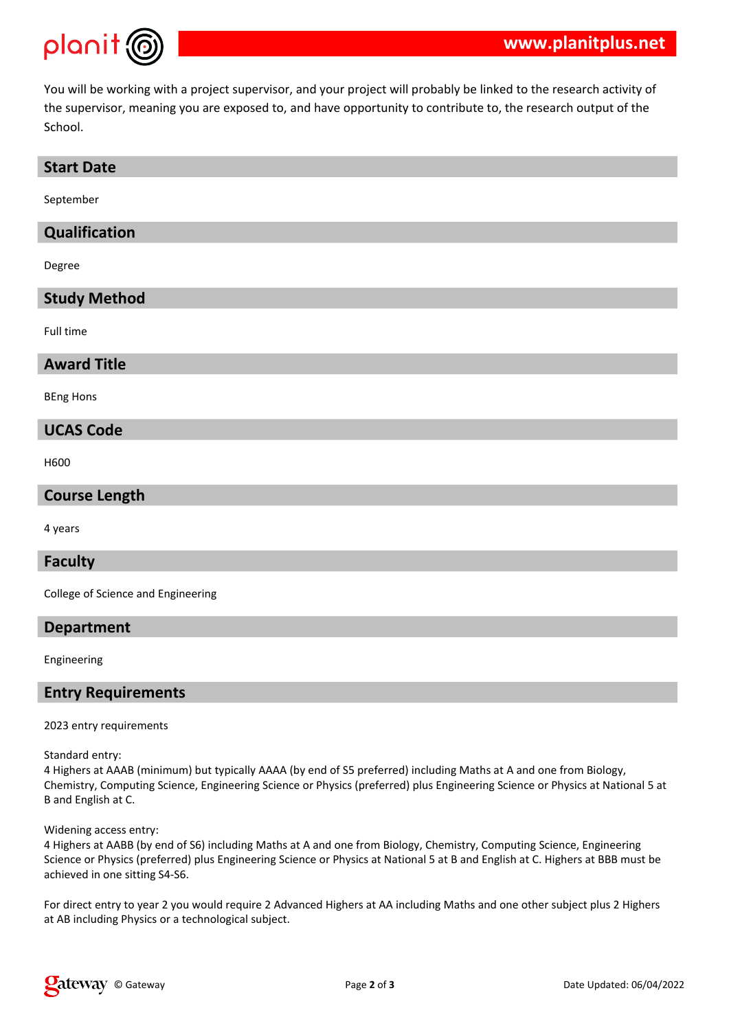You will be working with a project supervisor, and your project will probably be linked to the research activity of the supervisor, meaning you are exposed to, and have opportunity to contribute to, the research output of the School.

## Start Date

September

## Qualification

Degree

## Study Method

Full time

## Award Title

BEng Hons

## UCAS Code

H600

## Course Length

4 years

## Faculty

College of Science and Engineering

## Department

Engineering

## Entry Requirements

2023 entry requirements

Standard entry:
4 Highers at AAAB (minimum) but typically AAAA (by end of S5 preferred) including Maths at A and one from Biology, Chemistry, Computing Science, Engineering Science or Physics (preferred) plus Engineering Science or Physics at National 5 at B and English at C.

Widening access entry:
4 Highers at AABB (by end of S6) including Maths at A and one from Biology, Chemistry, Computing Science, Engineering Science or Physics (preferred) plus Engineering Science or Physics at National 5 at B and English at C. Highers at BBB must be achieved in one sitting S4-S6.

For direct entry to year 2 you would require 2 Advanced Highers at AA including Maths and one other subject plus 2 Highers at AB including Physics or a technological subject.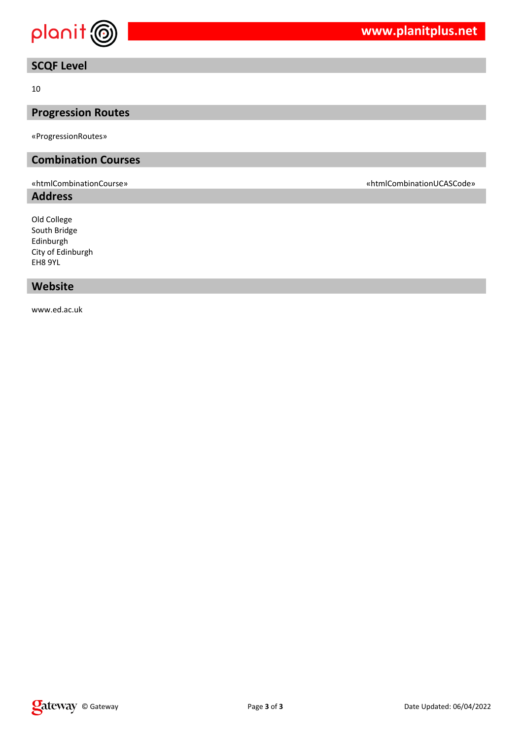## SCQF Level

10

## Progression Routes

«ProgressionRoutes»

## Combination Courses

«htmlCombinationCourse» «htmlCombinationUCASCode»

## Address

Old College
South Bridge
Edinburgh
City of Edinburgh
EH8 9YL

## Website

www.ed.ac.uk